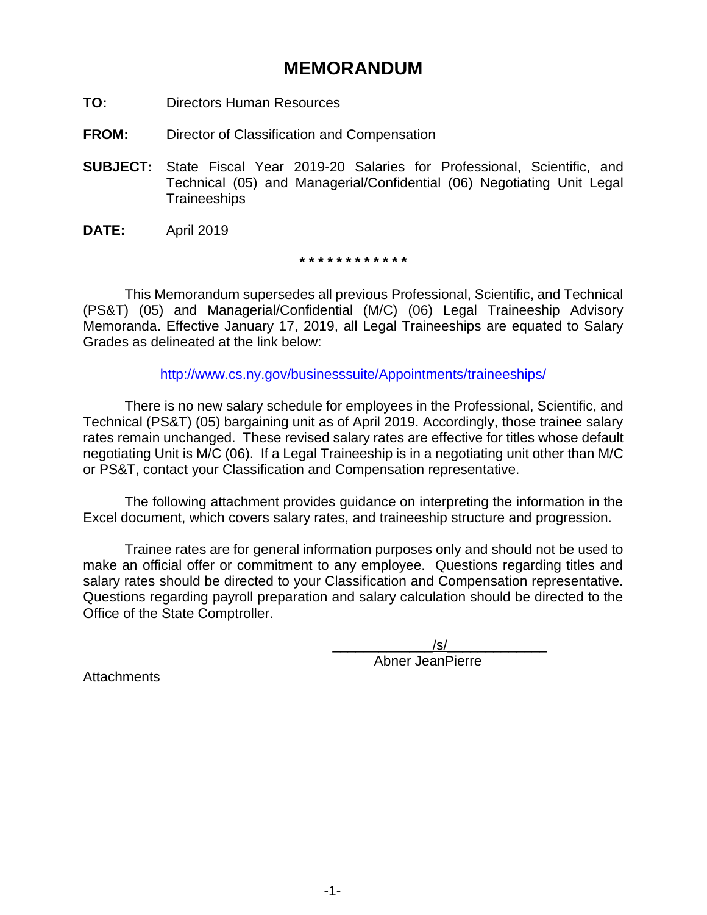# MEMORANDUM

**TO:** Directors Human Resources

**FROM:** Director of Classification and Compensation

**SUBJECT:** State Fiscal Year 2019-20 Salaries for Professional, Scientific, and Technical (05) and Managerial/Confidential (06) Negotiating Unit Legal Traineeships

**DATE:** April 2019

\* \* \* \* \* \* \* \* \* \* \* \*

This Memorandum supersedes all previous Professional, Scientific, and Technical (PS&T) (05) and Managerial/Confidential (M/C) (06) Legal Traineeship Advisory Memoranda. Effective January 17, 2019, all Legal Traineeships are equated to Salary Grades as delineated at the link below:

http://www.cs.ny.gov/businesssuite/Appointments/traineeships/

There is no new salary schedule for employees in the Professional, Scientific, and Technical (PS&T) (05) bargaining unit as of April 2019. Accordingly, those trainee salary rates remain unchanged. These revised salary rates are effective for titles whose default negotiating Unit is M/C (06). If a Legal Traineeship is in a negotiating unit other than M/C or PS&T, contact your Classification and Compensation representative.

The following attachment provides guidance on interpreting the information in the Excel document, which covers salary rates, and traineeship structure and progression.

Trainee rates are for general information purposes only and should not be used to make an official offer or commitment to any employee. Questions regarding titles and salary rates should be directed to your Classification and Compensation representative. Questions regarding payroll preparation and salary calculation should be directed to the Office of the State Comptroller.

/s/
Abner JeanPierre

Attachments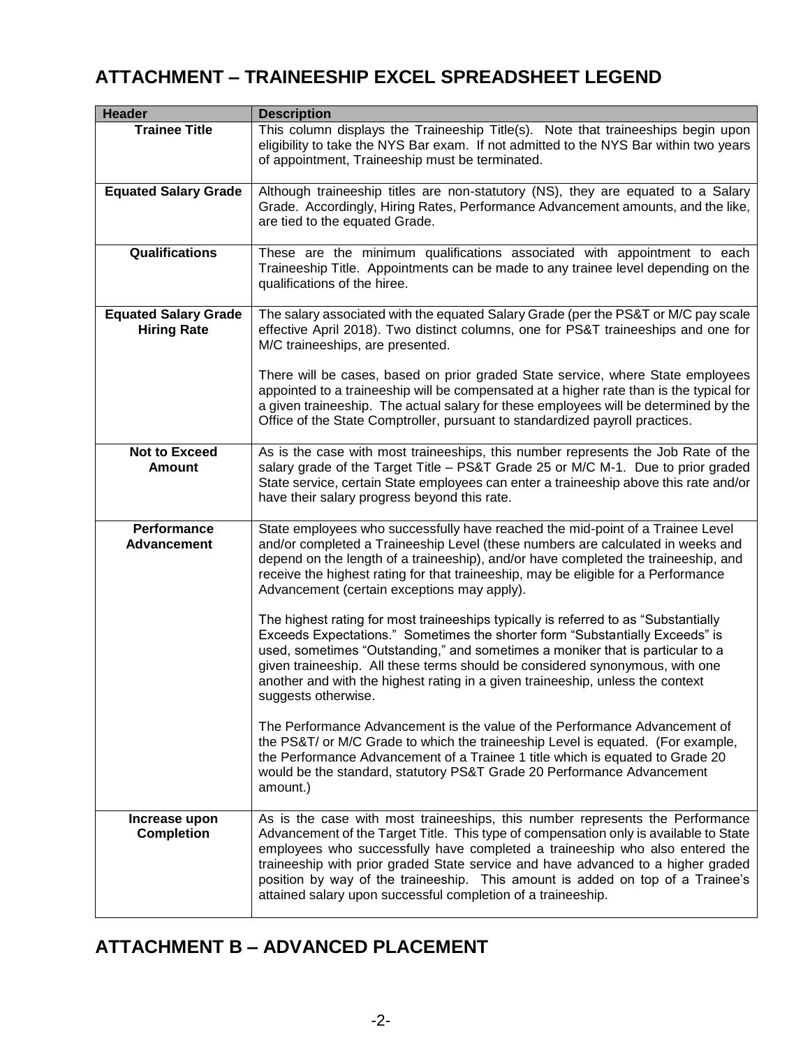## ATTACHMENT – TRAINEESHIP EXCEL SPREADSHEET LEGEND

| Header | Description |
|---|---|
| **Trainee Title** | This column displays the Traineeship Title(s). Note that traineeships begin upon eligibility to take the NYS Bar exam. If not admitted to the NYS Bar within two years of appointment, Traineeship must be terminated. |
| **Equated Salary Grade** | Although traineeship titles are non-statutory (NS), they are equated to a Salary Grade. Accordingly, Hiring Rates, Performance Advancement amounts, and the like, are tied to the equated Grade. |
| **Qualifications** | These are the minimum qualifications associated with appointment to each Traineeship Title. Appointments can be made to any trainee level depending on the qualifications of the hiree. |
| **Equated Salary Grade Hiring Rate** | The salary associated with the equated Salary Grade (per the PS&T or M/C pay scale effective April 2018). Two distinct columns, one for PS&T traineeships and one for M/C traineeships, are presented.<br><br>There will be cases, based on prior graded State service, where State employees appointed to a traineeship will be compensated at a higher rate than is the typical for a given traineeship. The actual salary for these employees will be determined by the Office of the State Comptroller, pursuant to standardized payroll practices. |
| **Not to Exceed Amount** | As is the case with most traineeships, this number represents the Job Rate of the salary grade of the Target Title – PS&T Grade 25 or M/C M-1. Due to prior graded State service, certain State employees can enter a traineeship above this rate and/or have their salary progress beyond this rate. |
| **Performance Advancement** | State employees who successfully have reached the mid-point of a Trainee Level and/or completed a Traineeship Level (these numbers are calculated in weeks and depend on the length of a traineeship), and/or have completed the traineeship, and receive the highest rating for that traineeship, may be eligible for a Performance Advancement (certain exceptions may apply).<br><br>The highest rating for most traineeships typically is referred to as "Substantially Exceeds Expectations." Sometimes the shorter form "Substantially Exceeds" is used, sometimes "Outstanding," and sometimes a moniker that is particular to a given traineeship. All these terms should be considered synonymous, with one another and with the highest rating in a given traineeship, unless the context suggests otherwise.<br><br>The Performance Advancement is the value of the Performance Advancement of the PS&T/ or M/C Grade to which the traineeship Level is equated. (For example, the Performance Advancement of a Trainee 1 title which is equated to Grade 20 would be the standard, statutory PS&T Grade 20 Performance Advancement amount.) |
| **Increase upon Completion** | As is the case with most traineeships, this number represents the Performance Advancement of the Target Title. This type of compensation only is available to State employees who successfully have completed a traineeship who also entered the traineeship with prior graded State service and have advanced to a higher graded position by way of the traineeship. This amount is added on top of a Trainee's attained salary upon successful completion of a traineeship. |

## ATTACHMENT B – ADVANCED PLACEMENT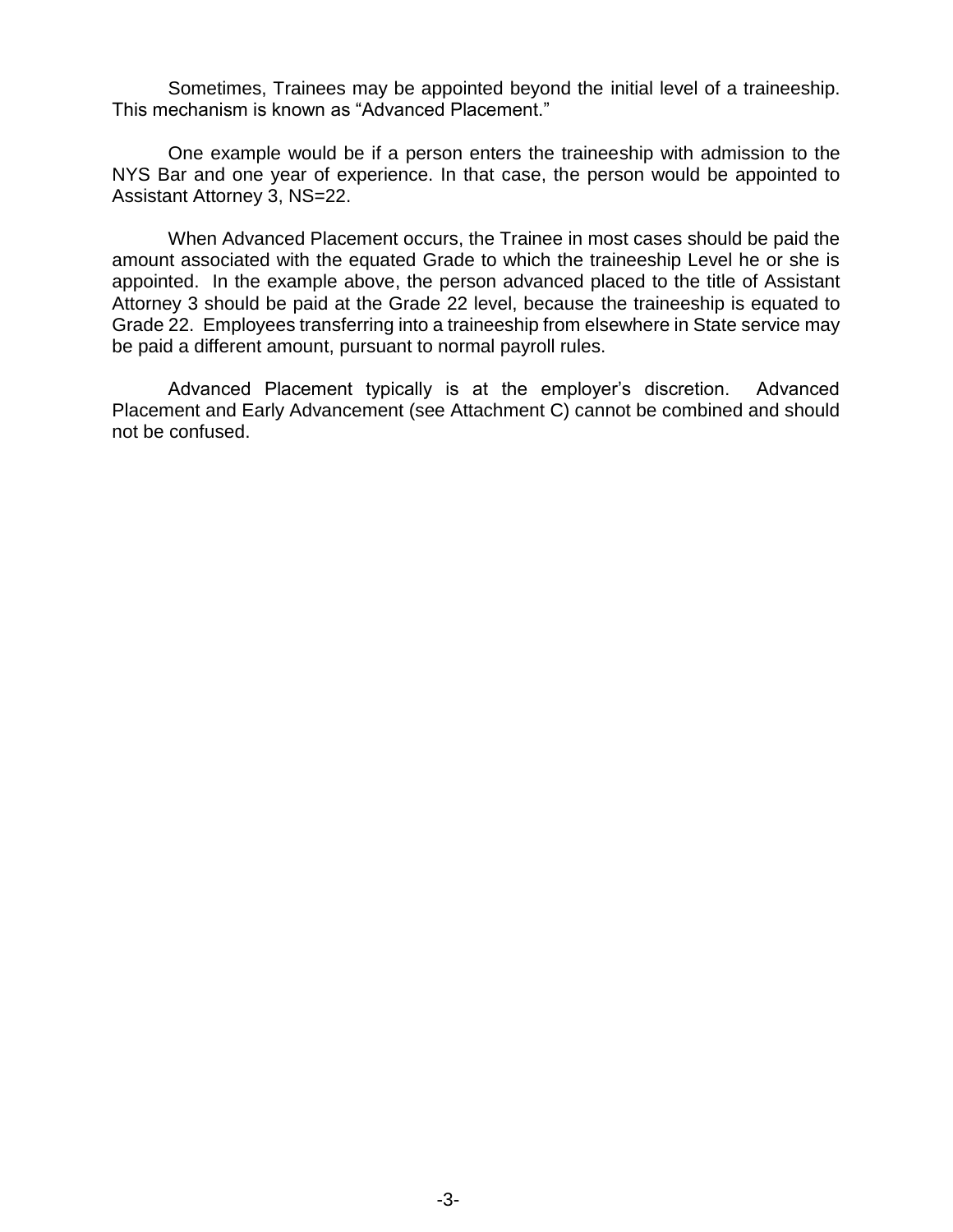Sometimes, Trainees may be appointed beyond the initial level of a traineeship. This mechanism is known as "Advanced Placement."

One example would be if a person enters the traineeship with admission to the NYS Bar and one year of experience. In that case, the person would be appointed to Assistant Attorney 3, NS=22.

When Advanced Placement occurs, the Trainee in most cases should be paid the amount associated with the equated Grade to which the traineeship Level he or she is appointed. In the example above, the person advanced placed to the title of Assistant Attorney 3 should be paid at the Grade 22 level, because the traineeship is equated to Grade 22. Employees transferring into a traineeship from elsewhere in State service may be paid a different amount, pursuant to normal payroll rules.

Advanced Placement typically is at the employer's discretion. Advanced Placement and Early Advancement (see Attachment C) cannot be combined and should not be confused.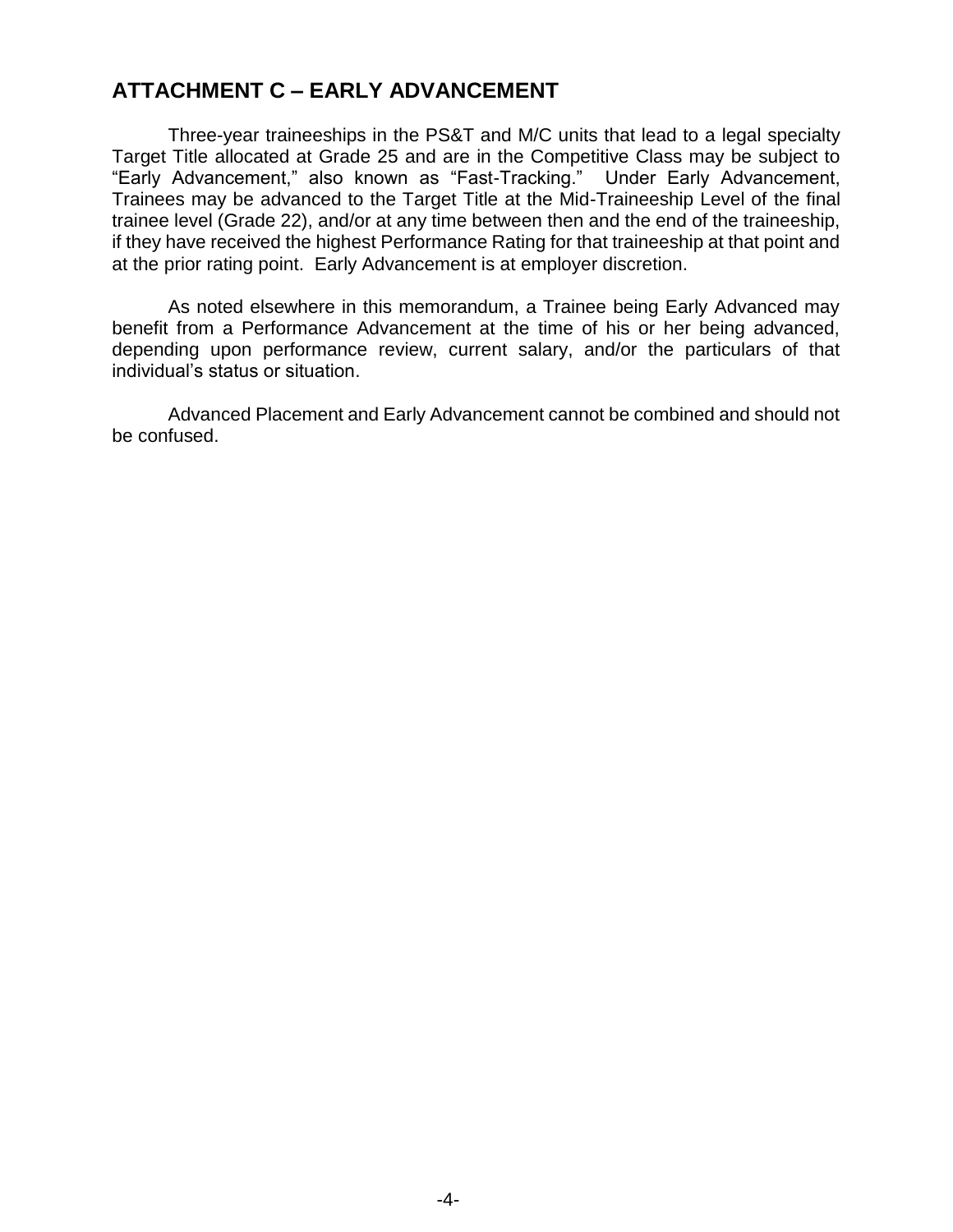## ATTACHMENT C – EARLY ADVANCEMENT

Three-year traineeships in the PS&T and M/C units that lead to a legal specialty Target Title allocated at Grade 25 and are in the Competitive Class may be subject to "Early Advancement," also known as "Fast-Tracking." Under Early Advancement, Trainees may be advanced to the Target Title at the Mid-Traineeship Level of the final trainee level (Grade 22), and/or at any time between then and the end of the traineeship, if they have received the highest Performance Rating for that traineeship at that point and at the prior rating point. Early Advancement is at employer discretion.

As noted elsewhere in this memorandum, a Trainee being Early Advanced may benefit from a Performance Advancement at the time of his or her being advanced, depending upon performance review, current salary, and/or the particulars of that individual's status or situation.

Advanced Placement and Early Advancement cannot be combined and should not be confused.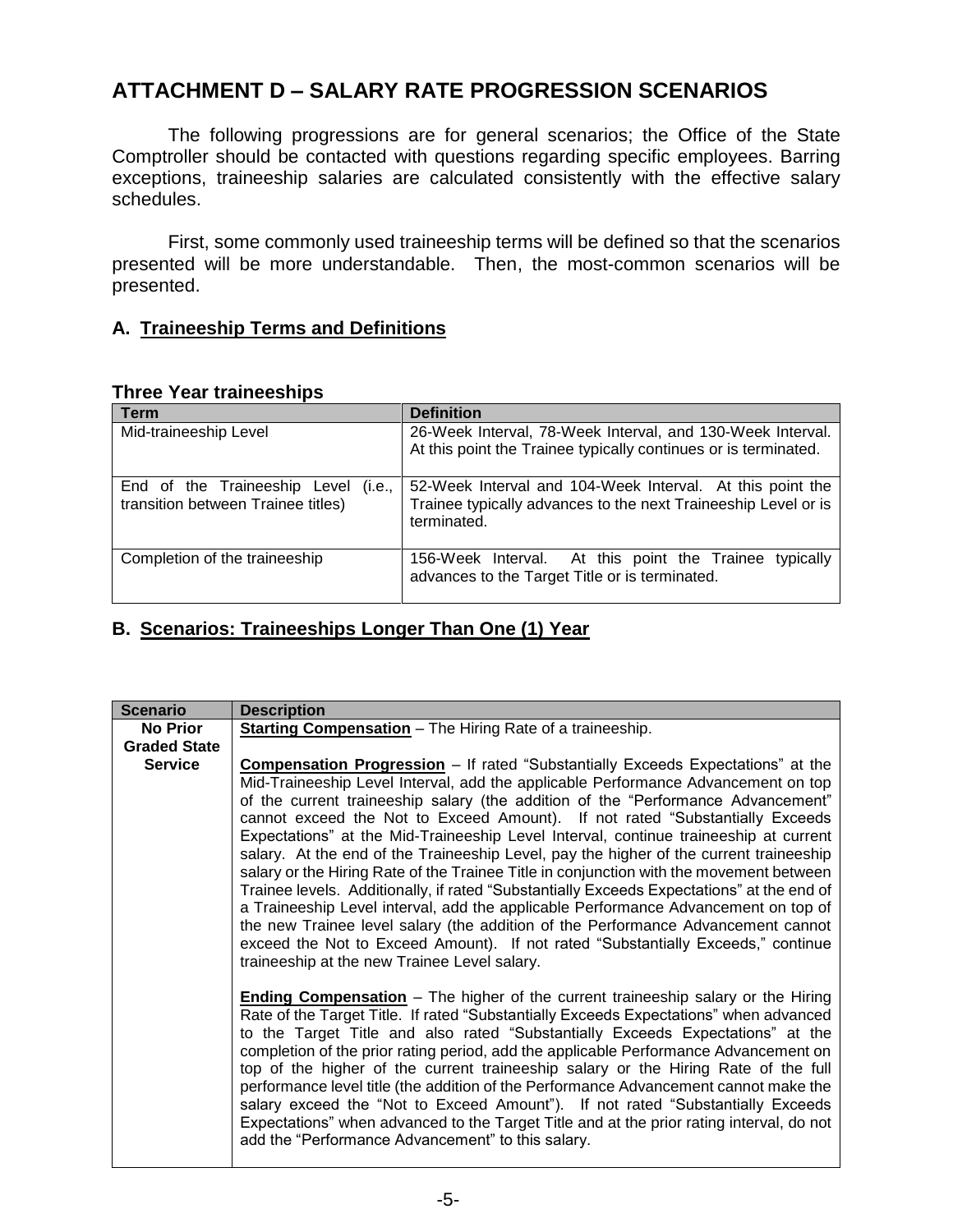## ATTACHMENT D – SALARY RATE PROGRESSION SCENARIOS

The following progressions are for general scenarios; the Office of the State Comptroller should be contacted with questions regarding specific employees. Barring exceptions, traineeship salaries are calculated consistently with the effective salary schedules.

First, some commonly used traineeship terms will be defined so that the scenarios presented will be more understandable. Then, the most-common scenarios will be presented.

### A. Traineeship Terms and Definitions

**Three Year traineeships**

| Term | Definition |
|---|---|
| Mid-traineeship Level | 26-Week Interval, 78-Week Interval, and 130-Week Interval. At this point the Trainee typically continues or is terminated. |
| End of the Traineeship Level (i.e., transition between Trainee titles) | 52-Week Interval and 104-Week Interval. At this point the Trainee typically advances to the next Traineeship Level or is terminated. |
| Completion of the traineeship | 156-Week Interval. At this point the Trainee typically advances to the Target Title or is terminated. |

### B. Scenarios: Traineeships Longer Than One (1) Year

| Scenario | Description |
|---|---|
| **No Prior Graded State Service** | **Starting Compensation** – The Hiring Rate of a traineeship.<br><br>**Compensation Progression** – If rated "Substantially Exceeds Expectations" at the Mid-Traineeship Level Interval, add the applicable Performance Advancement on top of the current traineeship salary (the addition of the "Performance Advancement" cannot exceed the Not to Exceed Amount). If not rated "Substantially Exceeds Expectations" at the Mid-Traineeship Level Interval, continue traineeship at current salary. At the end of the Traineeship Level, pay the higher of the current traineeship salary or the Hiring Rate of the Trainee Title in conjunction with the movement between Trainee levels. Additionally, if rated "Substantially Exceeds Expectations" at the end of a Traineeship Level interval, add the applicable Performance Advancement on top of the new Trainee level salary (the addition of the Performance Advancement cannot exceed the Not to Exceed Amount). If not rated "Substantially Exceeds," continue traineeship at the new Trainee Level salary.<br><br>**Ending Compensation** – The higher of the current traineeship salary or the Hiring Rate of the Target Title. If rated "Substantially Exceeds Expectations" when advanced to the Target Title and also rated "Substantially Exceeds Expectations" at the completion of the prior rating period, add the applicable Performance Advancement on top of the higher of the current traineeship salary or the Hiring Rate of the full performance level title (the addition of the Performance Advancement cannot make the salary exceed the "Not to Exceed Amount"). If not rated "Substantially Exceeds Expectations" when advanced to the Target Title and at the prior rating interval, do not add the "Performance Advancement" to this salary. |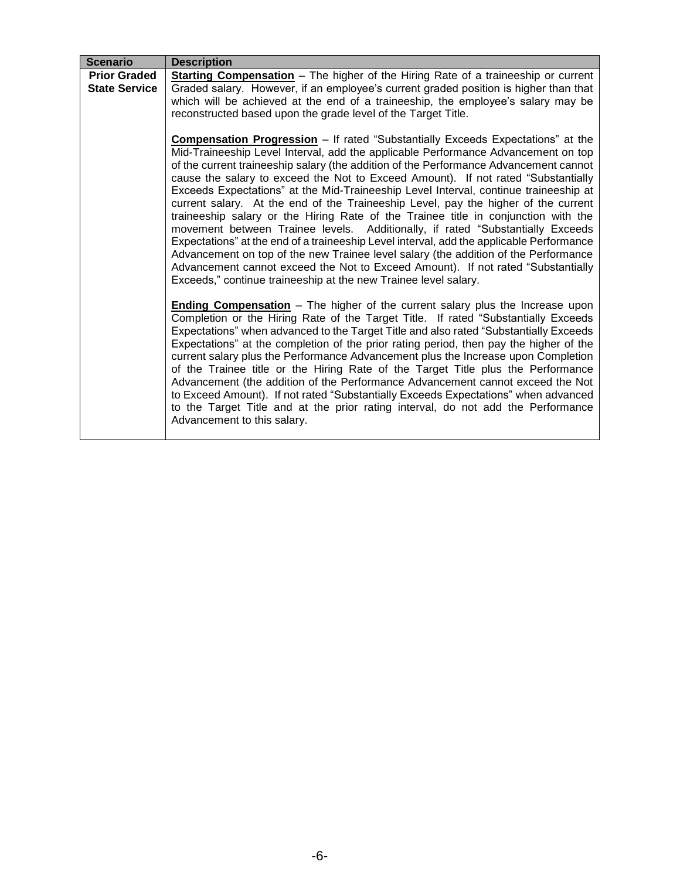| Scenario | Description |
| --- | --- |
| **Prior Graded State Service** | **Starting Compensation** – The higher of the Hiring Rate of a traineeship or current Graded salary. However, if an employee's current graded position is higher than that which will be achieved at the end of a traineeship, the employee's salary may be reconstructed based upon the grade level of the Target Title.<br><br>**Compensation Progression** – If rated "Substantially Exceeds Expectations" at the Mid-Traineeship Level Interval, add the applicable Performance Advancement on top of the current traineeship salary (the addition of the Performance Advancement cannot cause the salary to exceed the Not to Exceed Amount). If not rated "Substantially Exceeds Expectations" at the Mid-Traineeship Level Interval, continue traineeship at current salary. At the end of the Traineeship Level, pay the higher of the current traineeship salary or the Hiring Rate of the Trainee title in conjunction with the movement between Trainee levels. Additionally, if rated "Substantially Exceeds Expectations" at the end of a traineeship Level interval, add the applicable Performance Advancement on top of the new Trainee level salary (the addition of the Performance Advancement cannot exceed the Not to Exceed Amount). If not rated "Substantially Exceeds," continue traineeship at the new Trainee level salary.<br><br>**Ending Compensation** – The higher of the current salary plus the Increase upon Completion or the Hiring Rate of the Target Title. If rated "Substantially Exceeds Expectations" when advanced to the Target Title and also rated "Substantially Exceeds Expectations" at the completion of the prior rating period, then pay the higher of the current salary plus the Performance Advancement plus the Increase upon Completion of the Trainee title or the Hiring Rate of the Target Title plus the Performance Advancement (the addition of the Performance Advancement cannot exceed the Not to Exceed Amount). If not rated "Substantially Exceeds Expectations" when advanced to the Target Title and at the prior rating interval, do not add the Performance Advancement to this salary. |